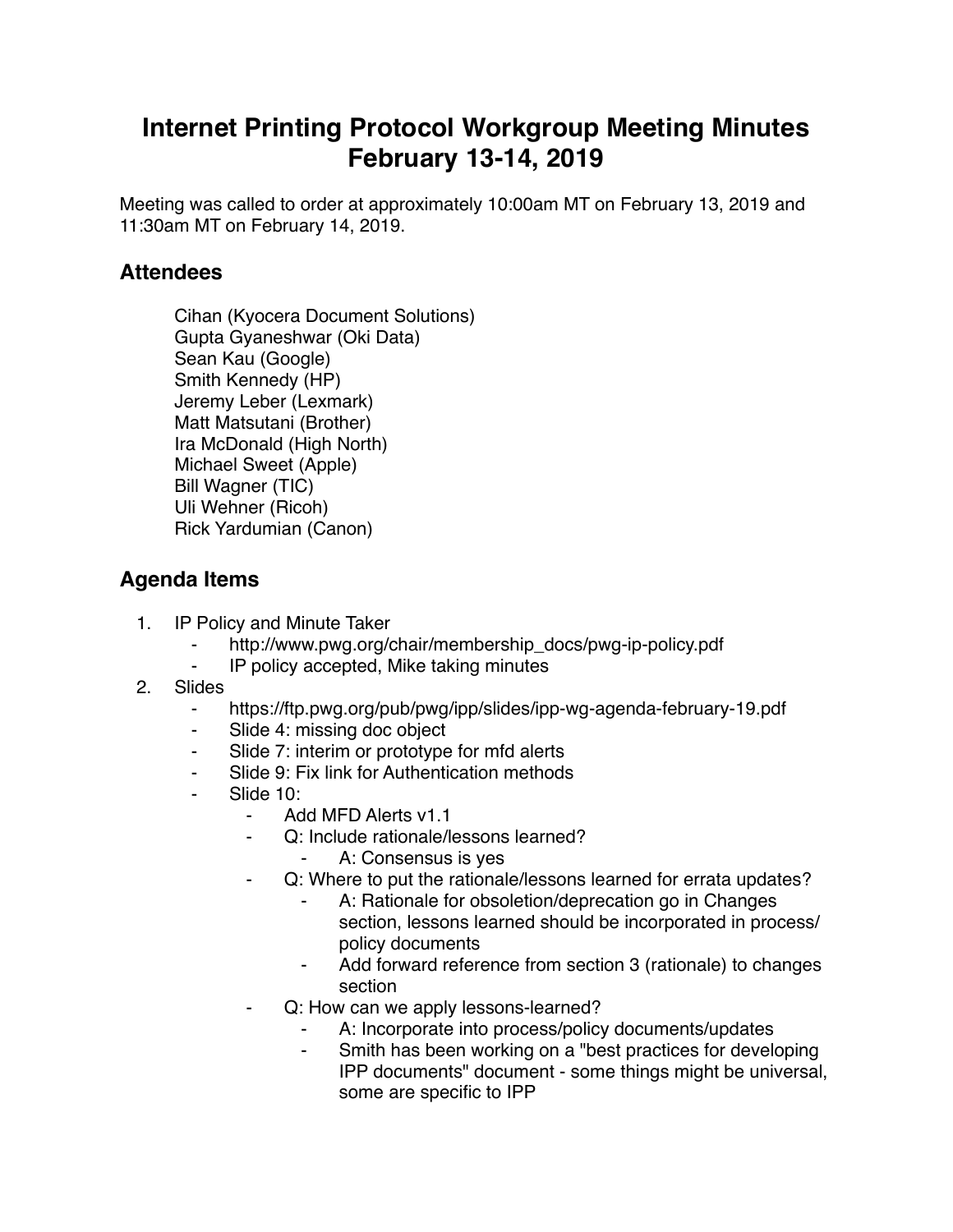# Internet Printing Protocol Workgroup Meeting Minutes February 13-14, 2019

Meeting was called to order at approximately 10:00am MT on February 13, 2019 and 11:30am MT on February 14, 2019.

## Attendees

Cihan (Kyocera Document Solutions)
Gupta Gyaneshwar (Oki Data)
Sean Kau (Google)
Smith Kennedy (HP)
Jeremy Leber (Lexmark)
Matt Matsutani (Brother)
Ira McDonald (High North)
Michael Sweet (Apple)
Bill Wagner (TIC)
Uli Wehner (Ricoh)
Rick Yardumian (Canon)

## Agenda Items

1. IP Policy and Minute Taker
    - http://www.pwg.org/chair/membership_docs/pwg-ip-policy.pdf
    - IP policy accepted, Mike taking minutes
2. Slides
    - https://ftp.pwg.org/pub/pwg/ipp/slides/ipp-wg-agenda-february-19.pdf
    - Slide 4: missing doc object
    - Slide 7: interim or prototype for mfd alerts
    - Slide 9: Fix link for Authentication methods
    - Slide 10:
        - Add MFD Alerts v1.1
        - Q: Include rationale/lessons learned?
            - A: Consensus is yes
        - Q: Where to put the rationale/lessons learned for errata updates?
            - A: Rationale for obsoletion/deprecation go in Changes section, lessons learned should be incorporated in process/ policy documents
            - Add forward reference from section 3 (rationale) to changes section
        - Q: How can we apply lessons-learned?
            - A: Incorporate into process/policy documents/updates
            - Smith has been working on a "best practices for developing IPP documents" document - some things might be universal, some are specific to IPP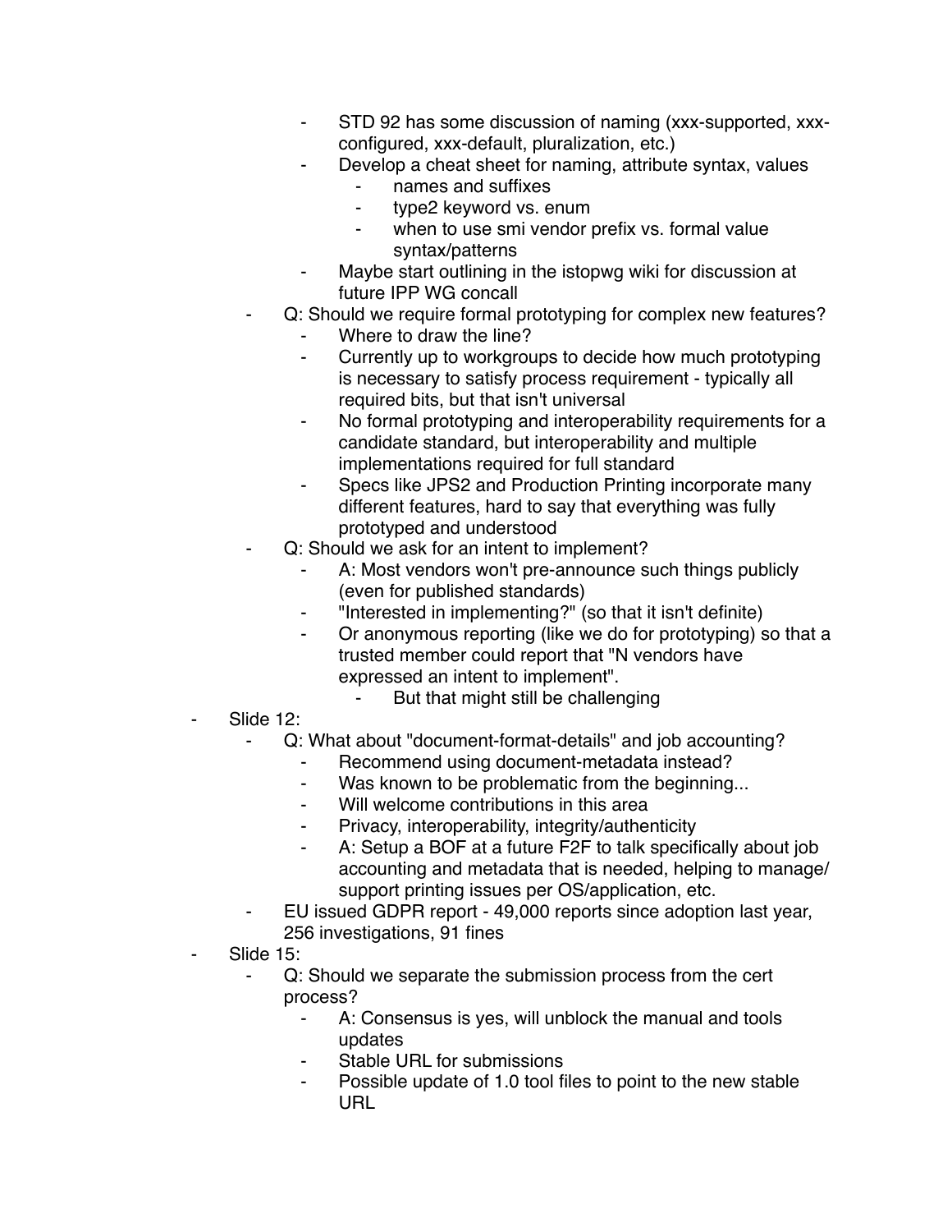- STD 92 has some discussion of naming (xxx-supported, xxx-configured, xxx-default, pluralization, etc.)
            - Develop a cheat sheet for naming, attribute syntax, values
                - names and suffixes
                - type2 keyword vs. enum
                - when to use smi vendor prefix vs. formal value syntax/patterns
            - Maybe start outlining in the istopwg wiki for discussion at future IPP WG concall
        - Q: Should we require formal prototyping for complex new features?
            - Where to draw the line?
            - Currently up to workgroups to decide how much prototyping is necessary to satisfy process requirement - typically all required bits, but that isn't universal
            - No formal prototyping and interoperability requirements for a candidate standard, but interoperability and multiple implementations required for full standard
            - Specs like JPS2 and Production Printing incorporate many different features, hard to say that everything was fully prototyped and understood
        - Q: Should we ask for an intent to implement?
            - A: Most vendors won't pre-announce such things publicly (even for published standards)
            - "Interested in implementing?" (so that it isn't definite)
            - Or anonymous reporting (like we do for prototyping) so that a trusted member could report that "N vendors have expressed an intent to implement".
                - But that might still be challenging
- Slide 12:
    - Q: What about "document-format-details" and job accounting?
        - Recommend using document-metadata instead?
        - Was known to be problematic from the beginning...
        - Will welcome contributions in this area
        - Privacy, interoperability, integrity/authenticity
        - A: Setup a BOF at a future F2F to talk specifically about job accounting and metadata that is needed, helping to manage/support printing issues per OS/application, etc.
    - EU issued GDPR report - 49,000 reports since adoption last year, 256 investigations, 91 fines
- Slide 15:
    - Q: Should we separate the submission process from the cert process?
        - A: Consensus is yes, will unblock the manual and tools updates
        - Stable URL for submissions
        - Possible update of 1.0 tool files to point to the new stable URL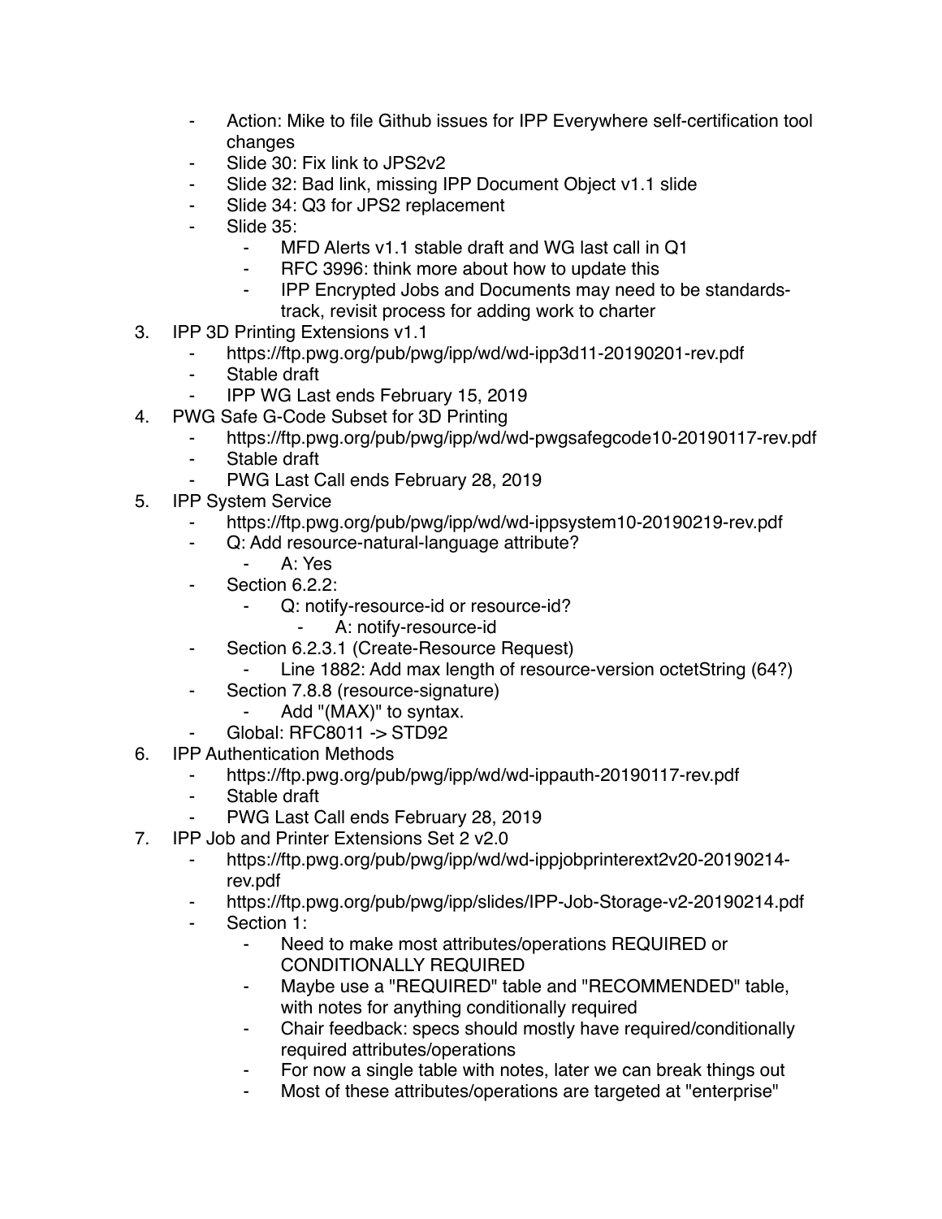- Action: Mike to file Github issues for IPP Everywhere self-certification tool changes
- Slide 30: Fix link to JPS2v2
- Slide 32: Bad link, missing IPP Document Object v1.1 slide
- Slide 34: Q3 for JPS2 replacement
- Slide 35:
    - MFD Alerts v1.1 stable draft and WG last call in Q1
    - RFC 3996: think more about how to update this
    - IPP Encrypted Jobs and Documents may need to be standards-track, revisit process for adding work to charter

3. IPP 3D Printing Extensions v1.1
    - https://ftp.pwg.org/pub/pwg/ipp/wd/wd-ipp3d11-20190201-rev.pdf
    - Stable draft
    - IPP WG Last ends February 15, 2019
4. PWG Safe G-Code Subset for 3D Printing
    - https://ftp.pwg.org/pub/pwg/ipp/wd/wd-pwgsafegcode10-20190117-rev.pdf
    - Stable draft
    - PWG Last Call ends February 28, 2019
5. IPP System Service
    - https://ftp.pwg.org/pub/pwg/ipp/wd/wd-ippsystem10-20190219-rev.pdf
    - Q: Add resource-natural-language attribute?
        - A: Yes
    - Section 6.2.2:
        - Q: notify-resource-id or resource-id?
            - A: notify-resource-id
    - Section 6.2.3.1 (Create-Resource Request)
        - Line 1882: Add max length of resource-version octetString (64?)
    - Section 7.8.8 (resource-signature)
        - Add "(MAX)" to syntax.
    - Global: RFC8011 -> STD92
6. IPP Authentication Methods
    - https://ftp.pwg.org/pub/pwg/ipp/wd/wd-ippauth-20190117-rev.pdf
    - Stable draft
    - PWG Last Call ends February 28, 2019
7. IPP Job and Printer Extensions Set 2 v2.0
    - https://ftp.pwg.org/pub/pwg/ipp/wd/wd-ippjobprinterext2v20-20190214-rev.pdf
    - https://ftp.pwg.org/pub/pwg/ipp/slides/IPP-Job-Storage-v2-20190214.pdf
    - Section 1:
        - Need to make most attributes/operations REQUIRED or CONDITIONALLY REQUIRED
        - Maybe use a "REQUIRED" table and "RECOMMENDED" table, with notes for anything conditionally required
        - Chair feedback: specs should mostly have required/conditionally required attributes/operations
        - For now a single table with notes, later we can break things out
        - Most of these attributes/operations are targeted at "enterprise"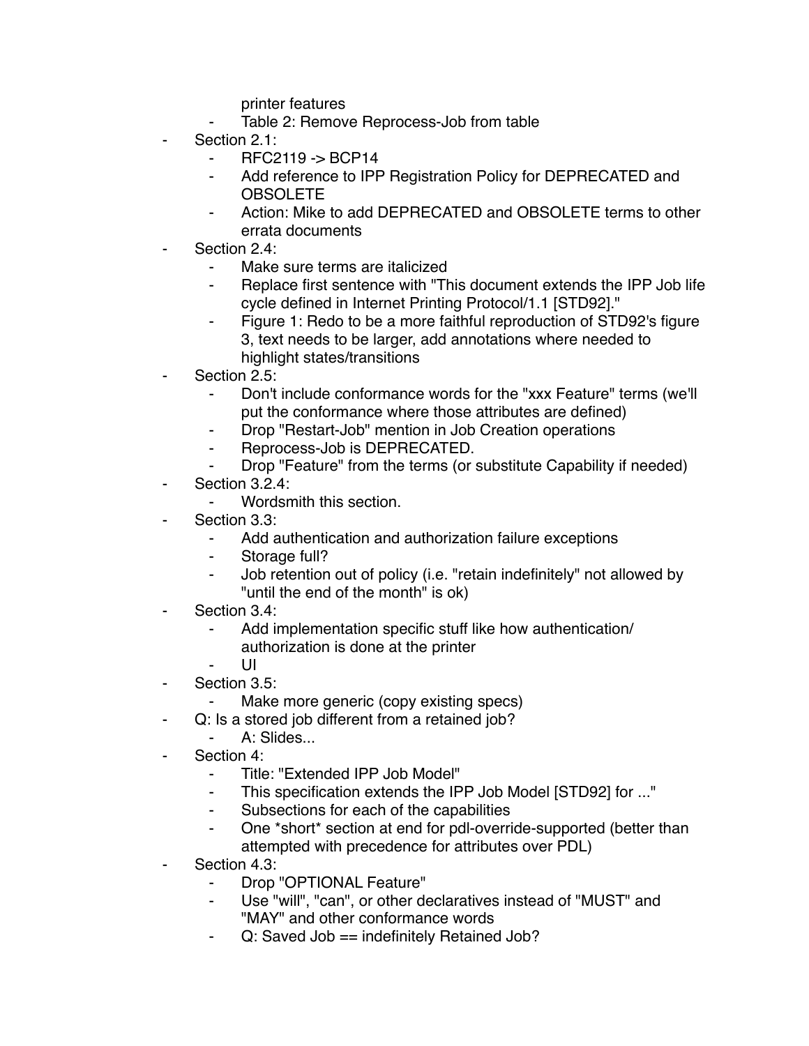printer features
    - Table 2: Remove Reprocess-Job from table
- Section 2.1:
    - RFC2119 -> BCP14
    - Add reference to IPP Registration Policy for DEPRECATED and OBSOLETE
    - Action: Mike to add DEPRECATED and OBSOLETE terms to other errata documents
- Section 2.4:
    - Make sure terms are italicized
    - Replace first sentence with "This document extends the IPP Job life cycle defined in Internet Printing Protocol/1.1 [STD92]."
    - Figure 1: Redo to be a more faithful reproduction of STD92's figure 3, text needs to be larger, add annotations where needed to highlight states/transitions
- Section 2.5:
    - Don't include conformance words for the "xxx Feature" terms (we'll put the conformance where those attributes are defined)
    - Drop "Restart-Job" mention in Job Creation operations
    - Reprocess-Job is DEPRECATED.
    - Drop "Feature" from the terms (or substitute Capability if needed)
- Section 3.2.4:
    - Wordsmith this section.
- Section 3.3:
    - Add authentication and authorization failure exceptions
    - Storage full?
    - Job retention out of policy (i.e. "retain indefinitely" not allowed by "until the end of the month" is ok)
- Section 3.4:
    - Add implementation specific stuff like how authentication/ authorization is done at the printer
    - UI
- Section 3.5:
    - Make more generic (copy existing specs)
- Q: Is a stored job different from a retained job?
    - A: Slides...
- Section 4:
    - Title: "Extended IPP Job Model"
    - This specification extends the IPP Job Model [STD92] for ..."
    - Subsections for each of the capabilities
    - One *short* section at end for pdl-override-supported (better than attempted with precedence for attributes over PDL)
- Section 4.3:
    - Drop "OPTIONAL Feature"
    - Use "will", "can", or other declaratives instead of "MUST" and "MAY" and other conformance words
    - Q: Saved Job == indefinitely Retained Job?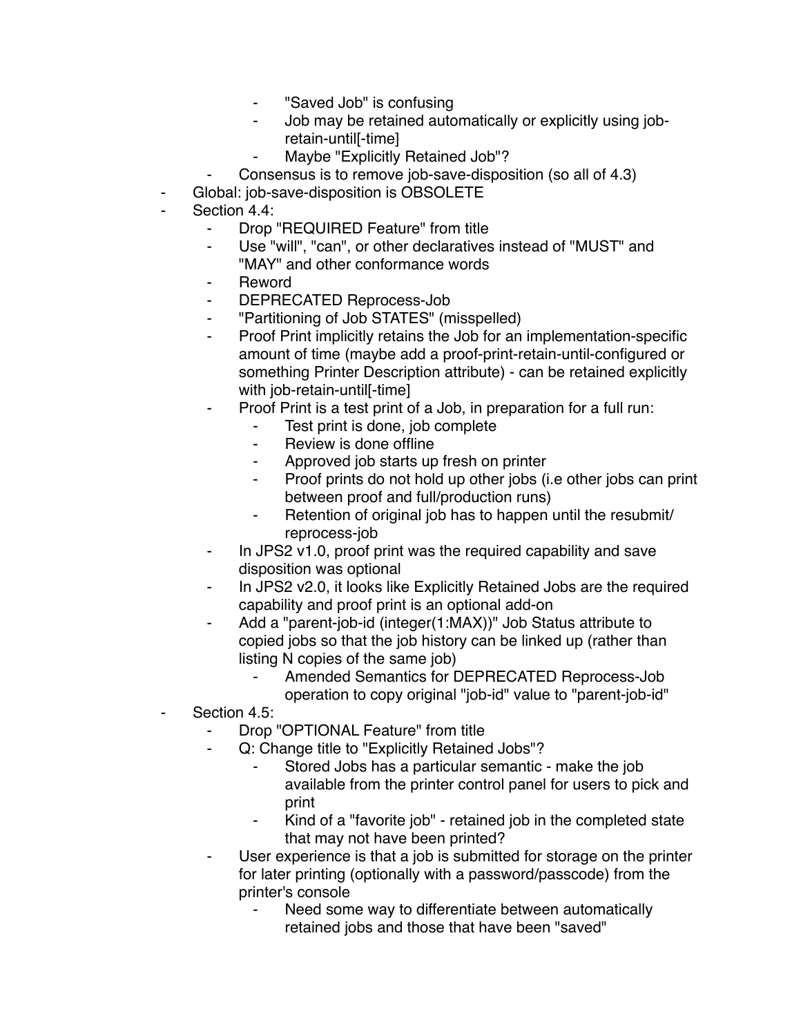- "Saved Job" is confusing
        - Job may be retained automatically or explicitly using job-retain-until[-time]
        - Maybe "Explicitly Retained Job"?
    - Consensus is to remove job-save-disposition (so all of 4.3)
- Global: job-save-disposition is OBSOLETE
- Section 4.4:
    - Drop "REQUIRED Feature" from title
    - Use "will", "can", or other declaratives instead of "MUST" and "MAY" and other conformance words
    - Reword
    - DEPRECATED Reprocess-Job
    - "Partitioning of Job STATES" (misspelled)
    - Proof Print implicitly retains the Job for an implementation-specific amount of time (maybe add a proof-print-retain-until-configured or something Printer Description attribute) - can be retained explicitly with job-retain-until[-time]
    - Proof Print is a test print of a Job, in preparation for a full run:
        - Test print is done, job complete
        - Review is done offline
        - Approved job starts up fresh on printer
        - Proof prints do not hold up other jobs (i.e other jobs can print between proof and full/production runs)
        - Retention of original job has to happen until the resubmit/reprocess-job
    - In JPS2 v1.0, proof print was the required capability and save disposition was optional
    - In JPS2 v2.0, it looks like Explicitly Retained Jobs are the required capability and proof print is an optional add-on
    - Add a "parent-job-id (integer(1:MAX))" Job Status attribute to copied jobs so that the job history can be linked up (rather than listing N copies of the same job)
        - Amended Semantics for DEPRECATED Reprocess-Job operation to copy original "job-id" value to "parent-job-id"
- Section 4.5:
    - Drop "OPTIONAL Feature" from title
    - Q: Change title to "Explicitly Retained Jobs"?
        - Stored Jobs has a particular semantic - make the job available from the printer control panel for users to pick and print
        - Kind of a "favorite job" - retained job in the completed state that may not have been printed?
    - User experience is that a job is submitted for storage on the printer for later printing (optionally with a password/passcode) from the printer's console
        - Need some way to differentiate between automatically retained jobs and those that have been "saved"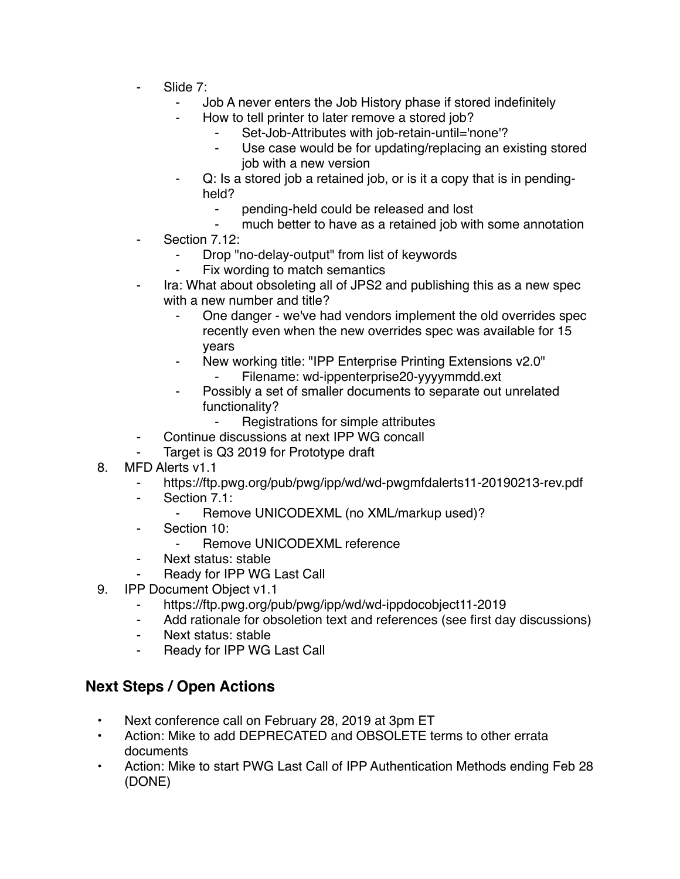- Slide 7:
    - Job A never enters the Job History phase if stored indefinitely
    - How to tell printer to later remove a stored job?
        - Set-Job-Attributes with job-retain-until='none'?
        - Use case would be for updating/replacing an existing stored job with a new version
    - Q: Is a stored job a retained job, or is it a copy that is in pending-held?
        - pending-held could be released and lost
        - much better to have as a retained job with some annotation
- Section 7.12:
    - Drop "no-delay-output" from list of keywords
    - Fix wording to match semantics
- Ira: What about obsoleting all of JPS2 and publishing this as a new spec with a new number and title?
    - One danger - we've had vendors implement the old overrides spec recently even when the new overrides spec was available for 15 years
    - New working title: "IPP Enterprise Printing Extensions v2.0"
        - Filename: wd-ippenterprise20-yyyymmdd.ext
    - Possibly a set of smaller documents to separate out unrelated functionality?
        - Registrations for simple attributes
- Continue discussions at next IPP WG concall
- Target is Q3 2019 for Prototype draft

8. MFD Alerts v1.1
    - https://ftp.pwg.org/pub/pwg/ipp/wd/wd-pwgmfdalerts11-20190213-rev.pdf
    - Section 7.1:
        - Remove UNICODEXML (no XML/markup used)?
    - Section 10:
        - Remove UNICODEXML reference
    - Next status: stable
    - Ready for IPP WG Last Call
9. IPP Document Object v1.1
    - https://ftp.pwg.org/pub/pwg/ipp/wd/wd-ippdocobject11-2019
    - Add rationale for obsoletion text and references (see first day discussions)
    - Next status: stable
    - Ready for IPP WG Last Call

## Next Steps / Open Actions

- Next conference call on February 28, 2019 at 3pm ET
- Action: Mike to add DEPRECATED and OBSOLETE terms to other errata documents
- Action: Mike to start PWG Last Call of IPP Authentication Methods ending Feb 28 (DONE)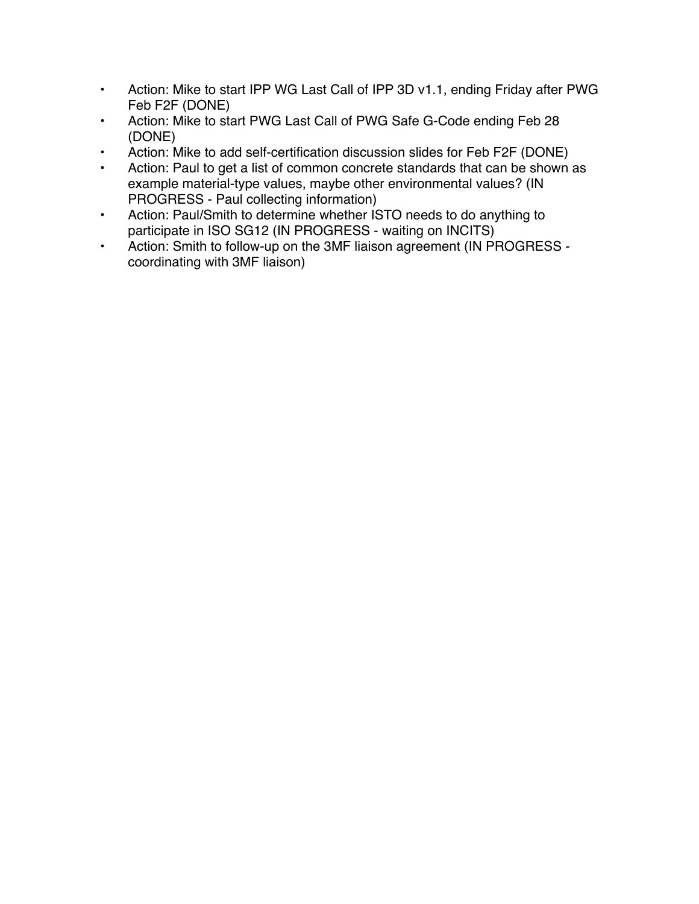- Action: Mike to start IPP WG Last Call of IPP 3D v1.1, ending Friday after PWG Feb F2F (DONE)
- Action: Mike to start PWG Last Call of PWG Safe G-Code ending Feb 28 (DONE)
- Action: Mike to add self-certification discussion slides for Feb F2F (DONE)
- Action: Paul to get a list of common concrete standards that can be shown as example material-type values, maybe other environmental values? (IN PROGRESS - Paul collecting information)
- Action: Paul/Smith to determine whether ISTO needs to do anything to participate in ISO SG12 (IN PROGRESS - waiting on INCITS)
- Action: Smith to follow-up on the 3MF liaison agreement (IN PROGRESS - coordinating with 3MF liaison)